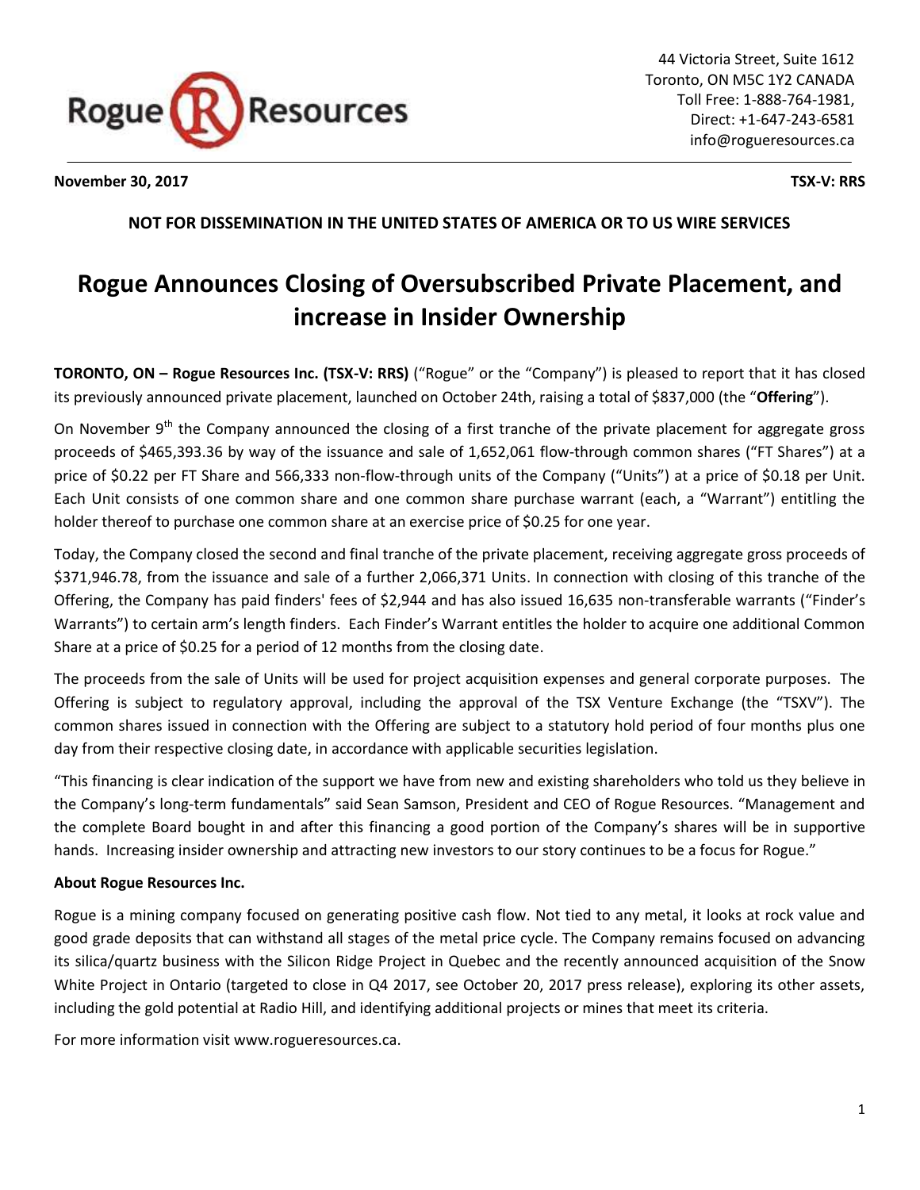44 Victoria Street, Suite 1612
Toronto, ON M5C 1Y2 CANADA
Toll Free: 1-888-764-1981,
Direct: +1-647-243-6581
info@rogueresources.ca

**November 30, 2017** **TSX-V: RRS**

**NOT FOR DISSEMINATION IN THE UNITED STATES OF AMERICA OR TO US WIRE SERVICES**

# Rogue Announces Closing of Oversubscribed Private Placement, and increase in Insider Ownership

**TORONTO, ON – Rogue Resources Inc. (TSX-V: RRS)** ("Rogue" or the "Company") is pleased to report that it has closed its previously announced private placement, launched on October 24th, raising a total of $837,000 (the "**Offering**").

On November 9th the Company announced the closing of a first tranche of the private placement for aggregate gross proceeds of $465,393.36 by way of the issuance and sale of 1,652,061 flow-through common shares ("FT Shares") at a price of $0.22 per FT Share and 566,333 non-flow-through units of the Company ("Units") at a price of $0.18 per Unit. Each Unit consists of one common share and one common share purchase warrant (each, a "Warrant") entitling the holder thereof to purchase one common share at an exercise price of $0.25 for one year.

Today, the Company closed the second and final tranche of the private placement, receiving aggregate gross proceeds of $371,946.78, from the issuance and sale of a further 2,066,371 Units. In connection with closing of this tranche of the Offering, the Company has paid finders' fees of $2,944 and has also issued 16,635 non-transferable warrants ("Finder's Warrants") to certain arm's length finders. Each Finder's Warrant entitles the holder to acquire one additional Common Share at a price of $0.25 for a period of 12 months from the closing date.

The proceeds from the sale of Units will be used for project acquisition expenses and general corporate purposes. The Offering is subject to regulatory approval, including the approval of the TSX Venture Exchange (the "TSXV"). The common shares issued in connection with the Offering are subject to a statutory hold period of four months plus one day from their respective closing date, in accordance with applicable securities legislation.

"This financing is clear indication of the support we have from new and existing shareholders who told us they believe in the Company's long-term fundamentals" said Sean Samson, President and CEO of Rogue Resources. "Management and the complete Board bought in and after this financing a good portion of the Company's shares will be in supportive hands. Increasing insider ownership and attracting new investors to our story continues to be a focus for Rogue."

**About Rogue Resources Inc.**

Rogue is a mining company focused on generating positive cash flow. Not tied to any metal, it looks at rock value and good grade deposits that can withstand all stages of the metal price cycle. The Company remains focused on advancing its silica/quartz business with the Silicon Ridge Project in Quebec and the recently announced acquisition of the Snow White Project in Ontario (targeted to close in Q4 2017, see October 20, 2017 press release), exploring its other assets, including the gold potential at Radio Hill, and identifying additional projects or mines that meet its criteria.

For more information visit www.rogueresources.ca.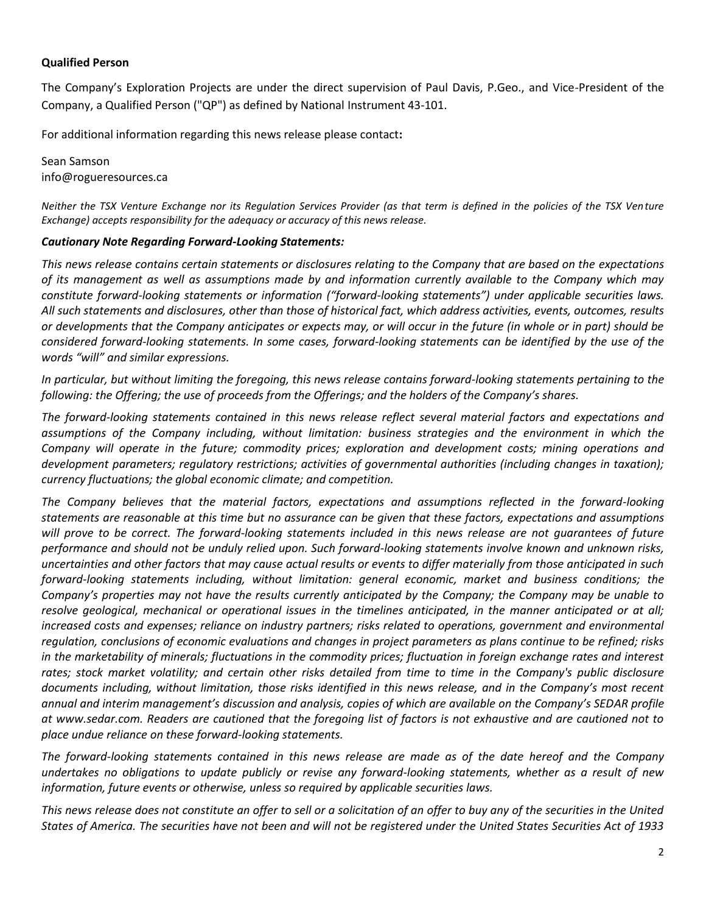**Qualified Person**

The Company's Exploration Projects are under the direct supervision of Paul Davis, P.Geo., and Vice-President of the Company, a Qualified Person ("QP") as defined by National Instrument 43-101.

For additional information regarding this news release please contact**:**

Sean Samson
info@rogueresources.ca

*Neither the TSX Venture Exchange nor its Regulation Services Provider (as that term is defined in the policies of the TSX Venture Exchange) accepts responsibility for the adequacy or accuracy of this news release.*

***Cautionary Note Regarding Forward-Looking Statements:***

*This news release contains certain statements or disclosures relating to the Company that are based on the expectations of its management as well as assumptions made by and information currently available to the Company which may constitute forward-looking statements or information ("forward-looking statements") under applicable securities laws. All such statements and disclosures, other than those of historical fact, which address activities, events, outcomes, results or developments that the Company anticipates or expects may, or will occur in the future (in whole or in part) should be considered forward-looking statements. In some cases, forward-looking statements can be identified by the use of the words "will" and similar expressions.*

*In particular, but without limiting the foregoing, this news release contains forward-looking statements pertaining to the following: the Offering; the use of proceeds from the Offerings; and the holders of the Company's shares.*

*The forward-looking statements contained in this news release reflect several material factors and expectations and assumptions of the Company including, without limitation: business strategies and the environment in which the Company will operate in the future; commodity prices; exploration and development costs; mining operations and development parameters; regulatory restrictions; activities of governmental authorities (including changes in taxation); currency fluctuations; the global economic climate; and competition.*

*The Company believes that the material factors, expectations and assumptions reflected in the forward-looking statements are reasonable at this time but no assurance can be given that these factors, expectations and assumptions will prove to be correct. The forward-looking statements included in this news release are not guarantees of future performance and should not be unduly relied upon. Such forward-looking statements involve known and unknown risks, uncertainties and other factors that may cause actual results or events to differ materially from those anticipated in such forward-looking statements including, without limitation: general economic, market and business conditions; the Company's properties may not have the results currently anticipated by the Company; the Company may be unable to resolve geological, mechanical or operational issues in the timelines anticipated, in the manner anticipated or at all; increased costs and expenses; reliance on industry partners; risks related to operations, government and environmental regulation, conclusions of economic evaluations and changes in project parameters as plans continue to be refined; risks in the marketability of minerals; fluctuations in the commodity prices; fluctuation in foreign exchange rates and interest rates; stock market volatility; and certain other risks detailed from time to time in the Company's public disclosure documents including, without limitation, those risks identified in this news release, and in the Company's most recent annual and interim management's discussion and analysis, copies of which are available on the Company's SEDAR profile at www.sedar.com. Readers are cautioned that the foregoing list of factors is not exhaustive and are cautioned not to place undue reliance on these forward-looking statements.*

*The forward-looking statements contained in this news release are made as of the date hereof and the Company undertakes no obligations to update publicly or revise any forward-looking statements, whether as a result of new information, future events or otherwise, unless so required by applicable securities laws.*

*This news release does not constitute an offer to sell or a solicitation of an offer to buy any of the securities in the United States of America. The securities have not been and will not be registered under the United States Securities Act of 1933*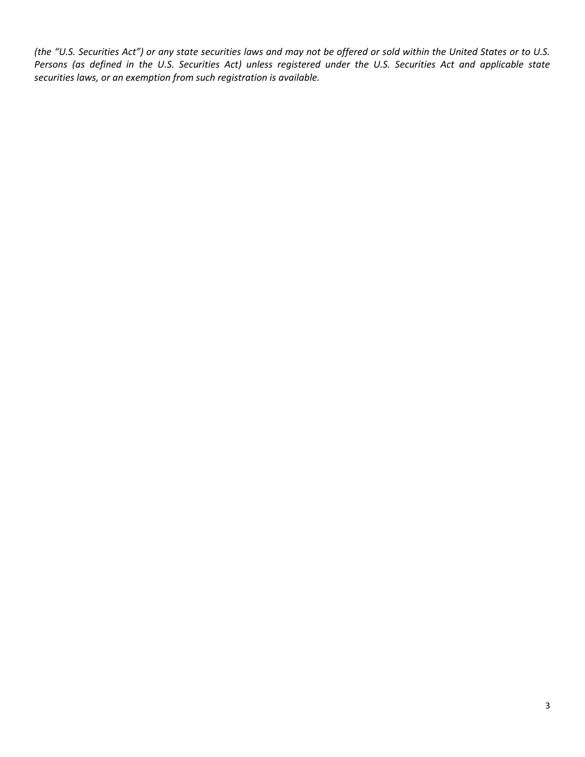*(the "U.S. Securities Act") or any state securities laws and may not be offered or sold within the United States or to U.S. Persons (as defined in the U.S. Securities Act) unless registered under the U.S. Securities Act and applicable state securities laws, or an exemption from such registration is available.*